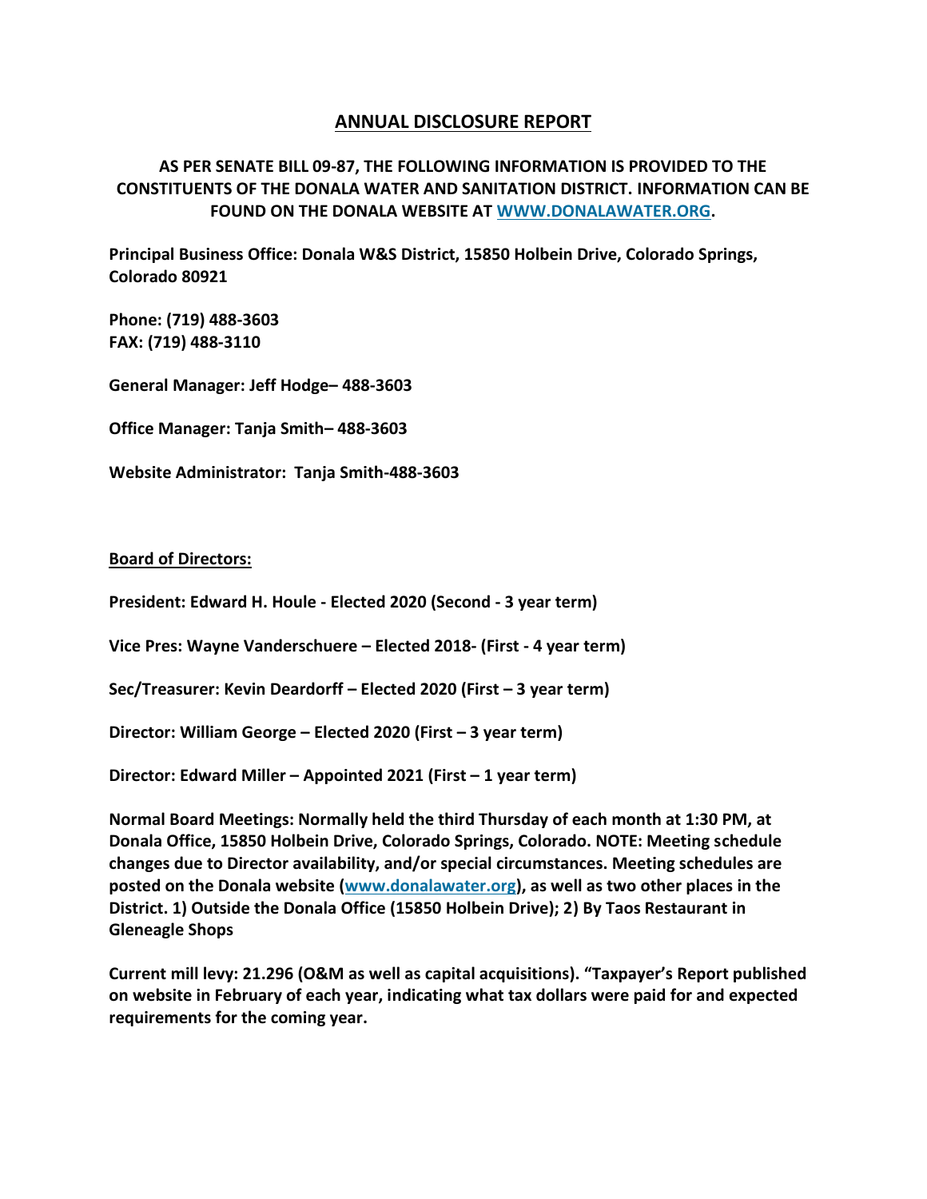# ANNUAL DISCLOSURE REPORT

**AS PER SENATE BILL 09-87, THE FOLLOWING INFORMATION IS PROVIDED TO THE CONSTITUENTS OF THE DONALA WATER AND SANITATION DISTRICT. INFORMATION CAN BE FOUND ON THE DONALA WEBSITE AT [WWW.DONALAWATER.ORG](http://WWW.DONALAWATER.ORG).**

**Principal Business Office: Donala W&S District, 15850 Holbein Drive, Colorado Springs, Colorado 80921**

**Phone: (719) 488-3603**
**FAX: (719) 488-3110**

**General Manager: Jeff Hodge– 488-3603**

**Office Manager: Tanja Smith– 488-3603**

**Website Administrator: Tanja Smith-488-3603**

**Board of Directors:**

**President: Edward H. Houle - Elected 2020 (Second - 3 year term)**

**Vice Pres: Wayne Vanderschuere – Elected 2018- (First - 4 year term)**

**Sec/Treasurer: Kevin Deardorff – Elected 2020 (First – 3 year term)**

**Director: William George – Elected 2020 (First – 3 year term)**

**Director: Edward Miller – Appointed 2021 (First – 1 year term)**

**Normal Board Meetings: Normally held the third Thursday of each month at 1:30 PM, at Donala Office, 15850 Holbein Drive, Colorado Springs, Colorado. NOTE: Meeting schedule changes due to Director availability, and/or special circumstances. Meeting schedules are posted on the Donala website ([www.donalawater.org](http://www.donalawater.org)), as well as two other places in the District. 1) Outside the Donala Office (15850 Holbein Drive); 2) By Taos Restaurant in Gleneagle Shops**

**Current mill levy: 21.296 (O&M as well as capital acquisitions). "Taxpayer's Report published on website in February of each year, indicating what tax dollars were paid for and expected requirements for the coming year.**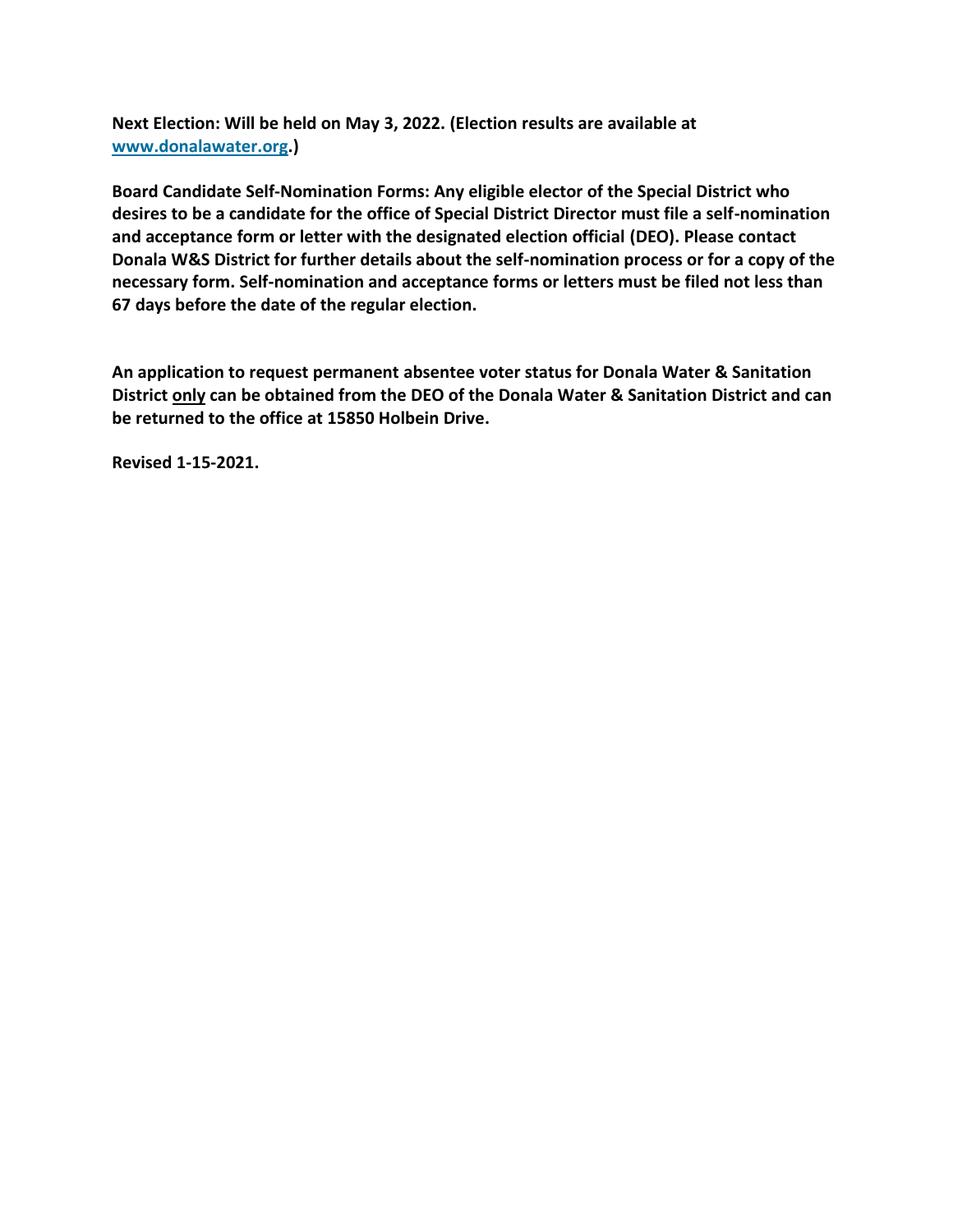**Next Election: Will be held on May 3, 2022. (Election results are available at [www.donalawater.org](http://www.donalawater.org).)**

**Board Candidate Self-Nomination Forms: Any eligible elector of the Special District who desires to be a candidate for the office of Special District Director must file a self-nomination and acceptance form or letter with the designated election official (DEO). Please contact Donala W&S District for further details about the self-nomination process or for a copy of the necessary form. Self-nomination and acceptance forms or letters must be filed not less than 67 days before the date of the regular election.**

**An application to request permanent absentee voter status for Donala Water & Sanitation District <u>only</u> can be obtained from the DEO of the Donala Water & Sanitation District and can be returned to the office at 15850 Holbein Drive.**

**Revised 1-15-2021.**